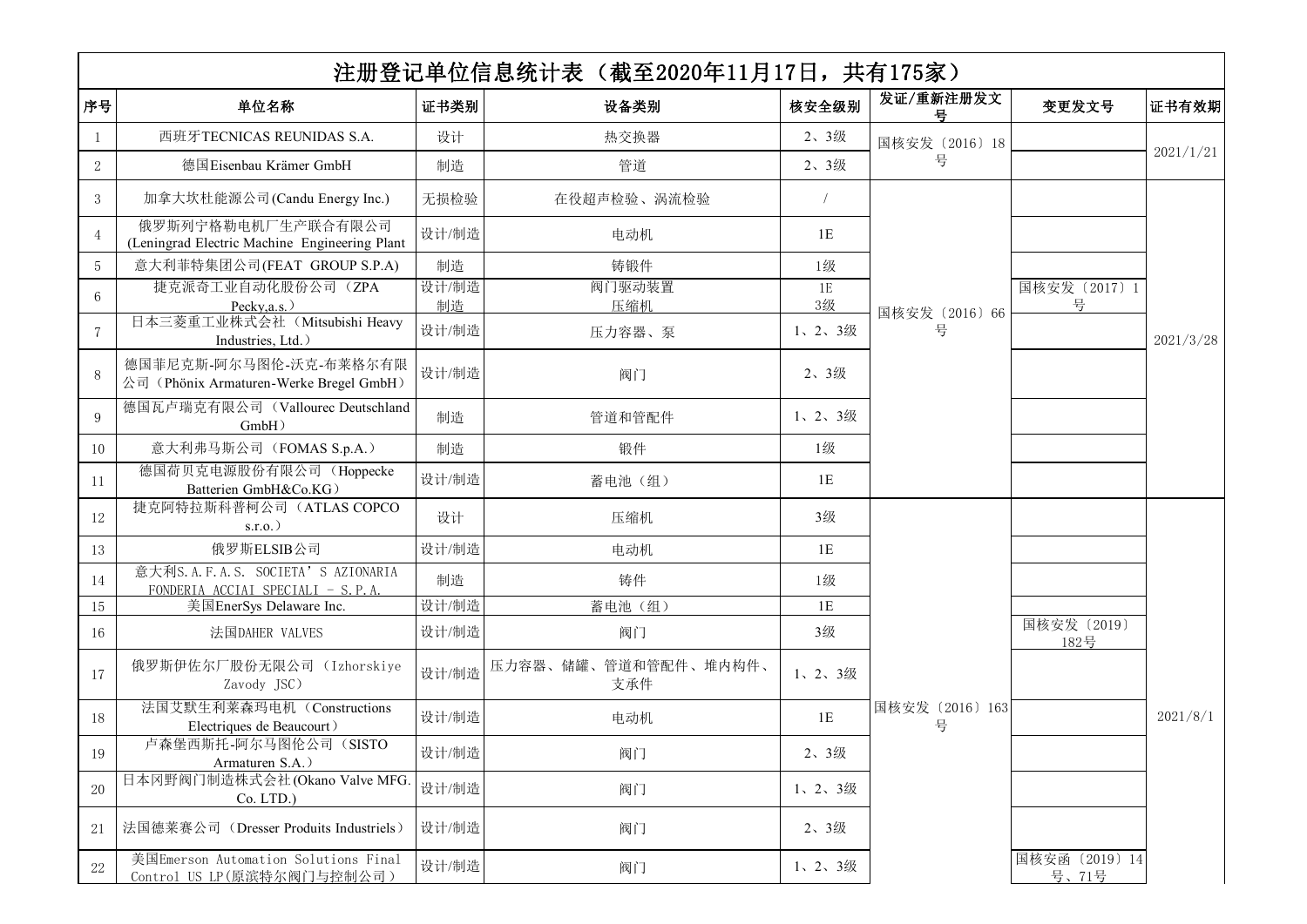# 注册登记单位信息统计表（截至2020年11月17日，共有175家）

| 序号 | 单位名称 | 证书类别 | 设备类别 | 核安全级别 | 发证/重新注册发文号 | 变更发文号 | 证书有效期 |
|---|---|---|---|---|---|---|---|
| 1 | 西班牙TECNICAS REUNIDAS S.A. | 设计 | 热交换器 | 2、3级 | 国核安发〔2016〕18号 | | 2021/1/21 |
| 2 | 德国Eisenbau Krämer GmbH | 制造 | 管道 | 2、3级 | | | |
| 3 | 加拿大坎杜能源公司(Candu Energy Inc.) | 无损检验 | 在役超声检验、涡流检验 | / | 国核安发〔2016〕66号 | | 2021/3/28 |
| 4 | 俄罗斯列宁格勒电机厂生产联合有限公司(Leningrad Electric Machine Engineering Plant | 设计/制造 | 电动机 | 1E | | | |
| 5 | 意大利菲特集团公司(FEAT GROUP S.P.A) | 制造 | 铸锻件 | 1级 | | | |
| 6 | 捷克派奇工业自动化股份公司（ZPA Pecky,a.s.） | 设计/制造<br>制造 | 阀门驱动装置<br>压缩机 | 1E<br>3级 | | 国核安发〔2017〕1号 | |
| 7 | 日本三菱重工业株式会社（Mitsubishi Heavy Industries, Ltd.） | 设计/制造 | 压力容器、泵 | 1、2、3级 | | | |
| 8 | 德国菲尼克斯-阿尔马图伦-沃克-布莱格尔有限公司（Phönix Armaturen-Werke Bregel GmbH） | 设计/制造 | 阀门 | 2、3级 | | | |
| 9 | 德国瓦卢瑞克有限公司（Vallourec Deutschland GmbH） | 制造 | 管道和管配件 | 1、2、3级 | | | |
| 10 | 意大利弗马斯公司（FOMAS S.p.A.） | 制造 | 锻件 | 1级 | | | |
| 11 | 德国荷贝克电源股份有限公司（Hoppecke Batterien GmbH&Co.KG） | 设计/制造 | 蓄电池（组） | 1E | | | |
| 12 | 捷克阿特拉斯科普柯公司（ATLAS COPCO s.r.o.） | 设计 | 压缩机 | 3级 | 国核安发〔2016〕163号 | | 2021/8/1 |
| 13 | 俄罗斯ELSIB公司 | 设计/制造 | 电动机 | 1E | | | |
| 14 | 意大利S.A.F.A.S. SOCIETA'S AZIONARIA FONDERIA ACCIAI SPECIALI - S.P.A. | 制造 | 铸件 | 1级 | | | |
| 15 | 美国EnerSys Delaware Inc. | 设计/制造 | 蓄电池（组） | 1E | | | |
| 16 | 法国DAHER VALVES | 设计/制造 | 阀门 | 3级 | | 国核安发〔2019〕182号 | |
| 17 | 俄罗斯伊佐尔厂股份无限公司（Izhorskiye Zavody JSC） | 设计/制造 | 压力容器、储罐、管道和管配件、堆内构件、支承件 | 1、2、3级 | | | |
| 18 | 法国艾默生利莱森玛电机（Constructions Electriques de Beaucourt） | 设计/制造 | 电动机 | 1E | | | |
| 19 | 卢森堡西斯托-阿尔马图伦公司（SISTO Armaturen S.A.） | 设计/制造 | 阀门 | 2、3级 | | | |
| 20 | 日本冈野阀门制造株式会社(Okano Valve MFG. Co. LTD.) | 设计/制造 | 阀门 | 1、2、3级 | | | |
| 21 | 法国德莱赛公司（Dresser Produits Industriels） | 设计/制造 | 阀门 | 2、3级 | | | |
| 22 | 美国Emerson Automation Solutions Final Control US LP(原滨特尔阀门与控制公司） | 设计/制造 | 阀门 | 1、2、3级 | | 国核安函〔2019〕14号、71号 | |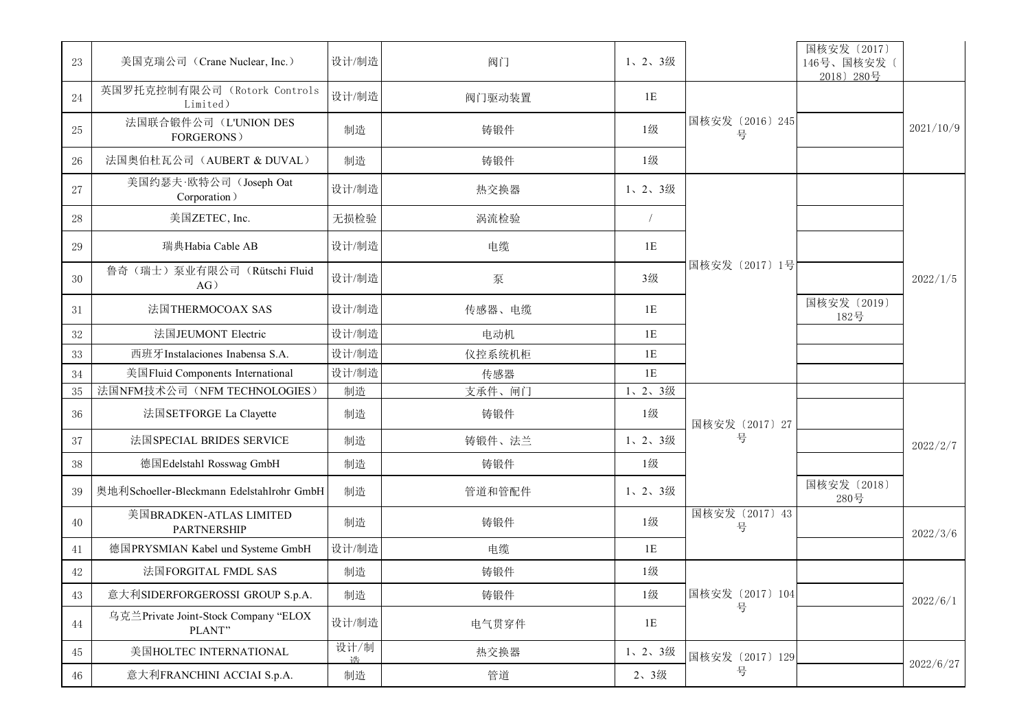| 23 | 美国克瑞公司（Crane Nuclear, Inc.） | 设计/制造 | 阀门 | 1、2、3级 | | 国核安发〔2017〕146号、国核安发〔2018〕280号 | |
|---|---|---|---|---|---|---|---|
| 24 | 英国罗托克控制有限公司（Rotork Controls Limited） | 设计/制造 | 阀门驱动装置 | 1E | 国核安发〔2016〕245号 | | 2021/10/9 |
| 25 | 法国联合锻件公司（L'UNION DES FORGERONS） | 制造 | 铸锻件 | 1级 | | | |
| 26 | 法国奥伯杜瓦公司（AUBERT & DUVAL） | 制造 | 铸锻件 | 1级 | | | |
| 27 | 美国约瑟夫·欧特公司（Joseph Oat Corporation） | 设计/制造 | 热交换器 | 1、2、3级 | 国核安发〔2017〕1号 | | 2022/1/5 |
| 28 | 美国ZETEC, Inc. | 无损检验 | 涡流检验 | / | | | |
| 29 | 瑞典Habia Cable AB | 设计/制造 | 电缆 | 1E | | | |
| 30 | 鲁奇（瑞士）泵业有限公司（Rütschi Fluid AG） | 设计/制造 | 泵 | 3级 | | | |
| 31 | 法国THERMOCOAX SAS | 设计/制造 | 传感器、电缆 | 1E | | 国核安发〔2019〕182号 | |
| 32 | 法国JEUMONT Electric | 设计/制造 | 电动机 | 1E | | | |
| 33 | 西班牙Instalaciones Inabensa S.A. | 设计/制造 | 仪控系统机柜 | 1E | | | |
| 34 | 美国Fluid Components International | 设计/制造 | 传感器 | 1E | | | |
| 35 | 法国NFM技术公司（NFM TECHNOLOGIES） | 制造 | 支承件、闸门 | 1、2、3级 | 国核安发〔2017〕27号 | | 2022/2/7 |
| 36 | 法国SETFORGE La Clayette | 制造 | 铸锻件 | 1级 | | | |
| 37 | 法国SPECIAL BRIDES SERVICE | 制造 | 铸锻件、法兰 | 1、2、3级 | | | |
| 38 | 德国Edelstahl Rosswag GmbH | 制造 | 铸锻件 | 1级 | | | |
| 39 | 奥地利Schoeller-Bleckmann Edelstahlrohr GmbH | 制造 | 管道和管配件 | 1、2、3级 | | 国核安发〔2018〕280号 | |
| 40 | 美国BRADKEN-ATLAS LIMITED PARTNERSHIP | 制造 | 铸锻件 | 1级 | 国核安发〔2017〕43号 | | 2022/3/6 |
| 41 | 德国PRYSMIAN Kabel und Systeme GmbH | 设计/制造 | 电缆 | 1E | | | |
| 42 | 法国FORGITAL FMDL SAS | 制造 | 铸锻件 | 1级 | 国核安发〔2017〕104号 | | 2022/6/1 |
| 43 | 意大利SIDERFORGEROSSI GROUP S.p.A. | 制造 | 铸锻件 | 1级 | | | |
| 44 | 乌克兰Private Joint-Stock Company “ELOX PLANT” | 设计/制造 | 电气贯穿件 | 1E | | | |
| 45 | 美国HOLTEC INTERNATIONAL | 设计/制造 | 热交换器 | 1、2、3级 | 国核安发〔2017〕129号 | | 2022/6/27 |
| 46 | 意大利FRANCHINI ACCIAI S.p.A. | 制造 | 管道 | 2、3级 | | | |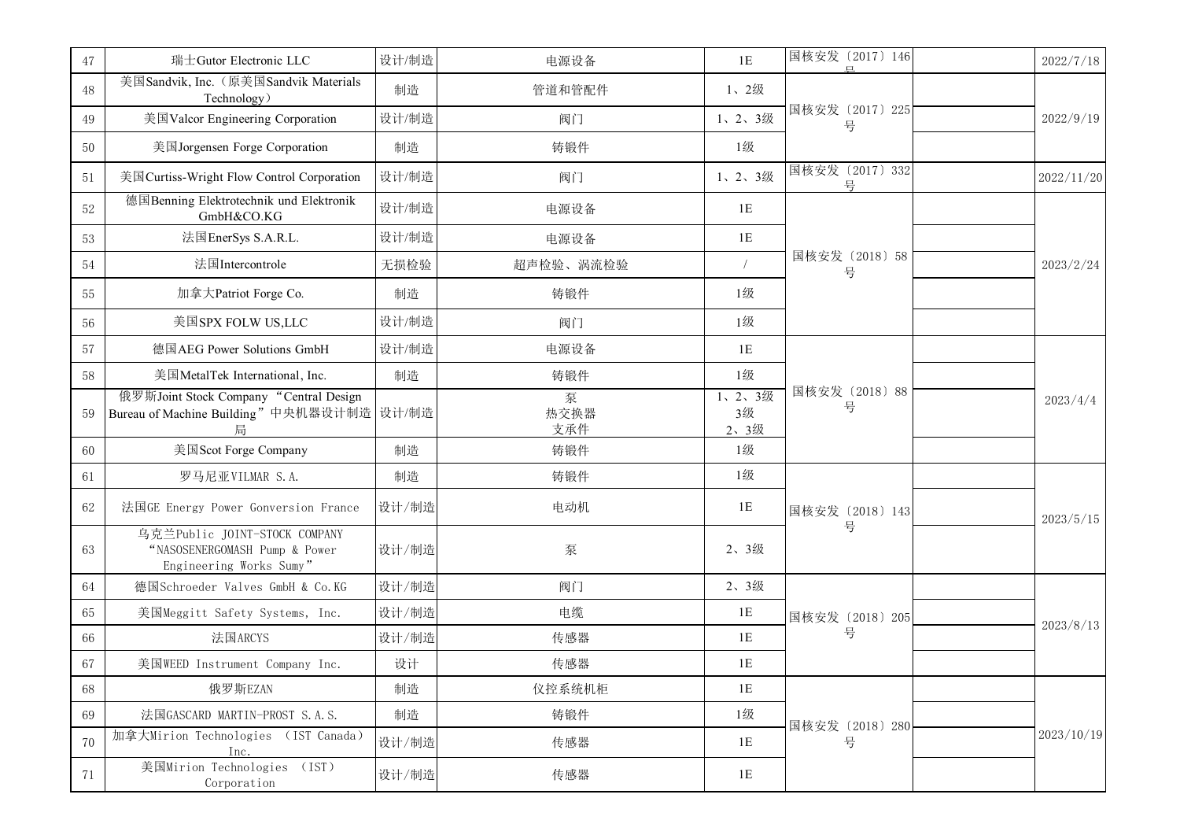| 47 | 瑞士Gutor Electronic LLC | 设计/制造 | 电源设备 | 1E | 国核安发〔2017〕146号 | | 2022/7/18 |
|---|---|---|---|---|---|---|---|
| 48 | 美国Sandvik, Inc.（原美国Sandvik Materials Technology） | 制造 | 管道和管配件 | 1、2级 | 国核安发〔2017〕225号 | | 2022/9/19 |
| 49 | 美国Valcor Engineering Corporation | 设计/制造 | 阀门 | 1、2、3级 | | | |
| 50 | 美国Jorgensen Forge Corporation | 制造 | 铸锻件 | 1级 | | | |
| 51 | 美国Curtiss-Wright Flow Control Corporation | 设计/制造 | 阀门 | 1、2、3级 | 国核安发〔2017〕332号 | | 2022/11/20 |
| 52 | 德国Benning Elektrotechnik und Elektronik GmbH&CO.KG | 设计/制造 | 电源设备 | 1E | 国核安发〔2018〕58号 | | 2023/2/24 |
| 53 | 法国EnerSys S.A.R.L. | 设计/制造 | 电源设备 | 1E | | | |
| 54 | 法国Intercontrole | 无损检验 | 超声检验、涡流检验 | / | | | |
| 55 | 加拿大Patriot Forge Co. | 制造 | 铸锻件 | 1级 | | | |
| 56 | 美国SPX FOLW US,LLC | 设计/制造 | 阀门 | 1级 | | | |
| 57 | 德国AEG Power Solutions GmbH | 设计/制造 | 电源设备 | 1E | 国核安发〔2018〕88号 | | 2023/4/4 |
| 58 | 美国MetalTek International, Inc. | 制造 | 铸锻件 | 1级 | | | |
| 59 | 俄罗斯Joint Stock Company “Central Design Bureau of Machine Building”中央机器设计制造局 | 设计/制造 | 泵<br>热交换器<br>支承件 | 1、2、3级<br>3级<br>2、3级 | | | |
| 60 | 美国Scot Forge Company | 制造 | 铸锻件 | 1级 | | | |
| 61 | 罗马尼亚VILMAR S.A. | 制造 | 铸锻件 | 1级 | 国核安发〔2018〕143号 | | 2023/5/15 |
| 62 | 法国GE Energy Power Gonversion France | 设计/制造 | 电动机 | 1E | | | |
| 63 | 乌克兰Public JOINT-STOCK COMPANY “NASOSENERGOMASH Pump & Power Engineering Works Sumy” | 设计/制造 | 泵 | 2、3级 | | | |
| 64 | 德国Schroeder Valves GmbH & Co.KG | 设计/制造 | 阀门 | 2、3级 | 国核安发〔2018〕205号 | | 2023/8/13 |
| 65 | 美国Meggitt Safety Systems, Inc. | 设计/制造 | 电缆 | 1E | | | |
| 66 | 法国ARCYS | 设计/制造 | 传感器 | 1E | | | |
| 67 | 美国WEED Instrument Company Inc. | 设计 | 传感器 | 1E | | | |
| 68 | 俄罗斯EZAN | 制造 | 仪控系统机柜 | 1E | 国核安发〔2018〕280号 | | 2023/10/19 |
| 69 | 法国GASCARD MARTIN-PROST S.A.S. | 制造 | 铸锻件 | 1级 | | | |
| 70 | 加拿大Mirion Technologies （IST Canada）Inc. | 设计/制造 | 传感器 | 1E | | | |
| 71 | 美国Mirion Technologies （IST） Corporation | 设计/制造 | 传感器 | 1E | | | |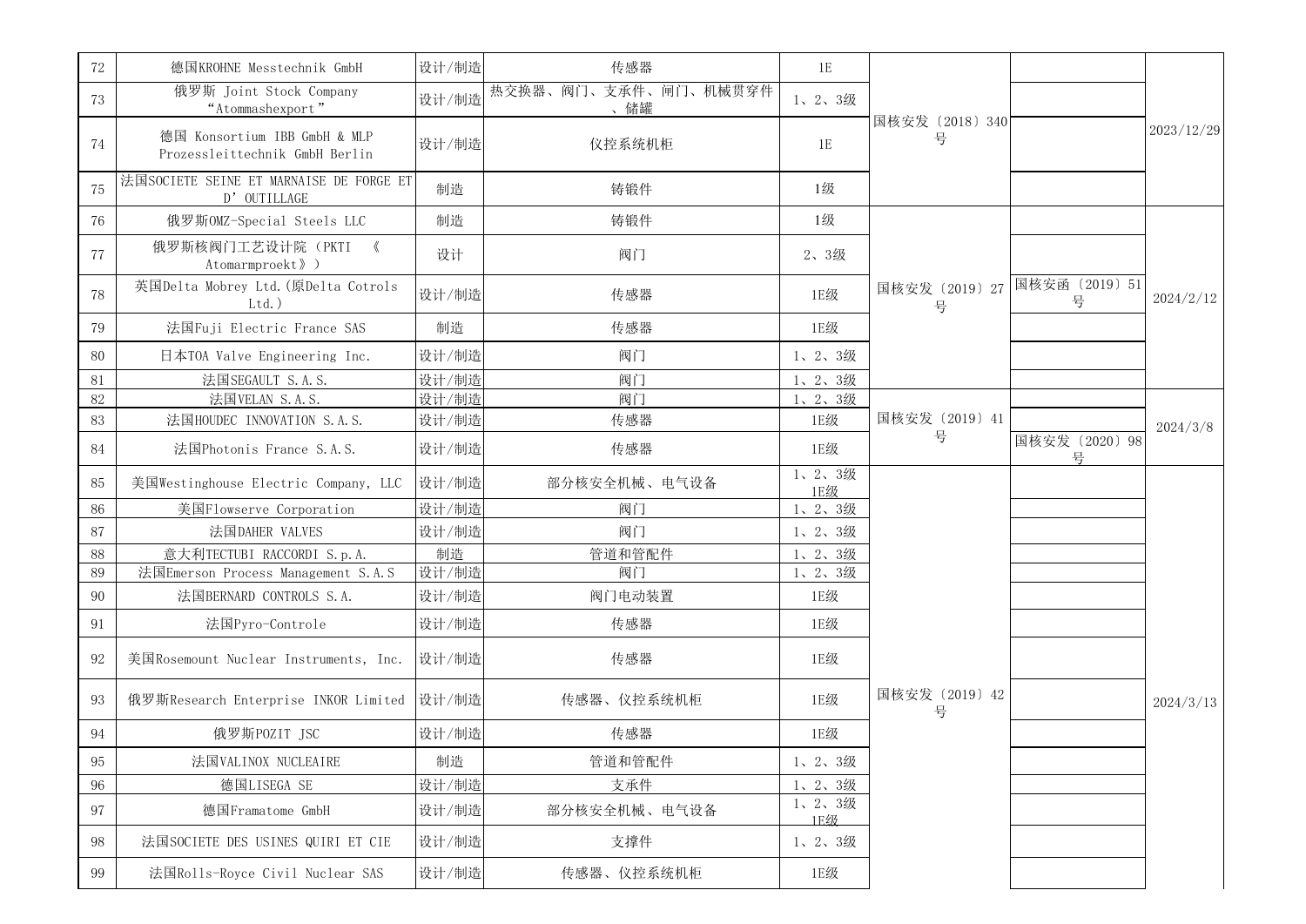| 72 | 德国KROHNE Messtechnik GmbH | 设计/制造 | 传感器 | 1E | 国核安发〔2018〕340号 | | 2023/12/29 |
|---|---|---|---|---|---|---|---|
| 73 | 俄罗斯 Joint Stock Company “Atommashexport” | 设计/制造 | 热交换器、阀门、支承件、闸门、机械贯穿件、储罐 | 1、2、3级 | | | |
| 74 | 德国 Konsortium IBB GmbH & MLP Prozessleittechnik GmbH Berlin | 设计/制造 | 仪控系统机柜 | 1E | | | |
| 75 | 法国SOCIETE SEINE ET MARNAISE DE FORGE ET D’OUTILLAGE | 制造 | 铸锻件 | 1级 | | | |
| 76 | 俄罗斯OMZ-Special Steels LLC | 制造 | 铸锻件 | 1级 | 国核安发〔2019〕27号 | | 2024/2/12 |
| 77 | 俄罗斯核阀门工艺设计院（PKTI 《Atomarmproekt》） | 设计 | 阀门 | 2、3级 | | | |
| 78 | 英国Delta Mobrey Ltd.(原Delta Cotrols Ltd.) | 设计/制造 | 传感器 | 1E级 | | 国核安函〔2019〕51号 | |
| 79 | 法国Fuji Electric France SAS | 制造 | 传感器 | 1E级 | | | |
| 80 | 日本TOA Valve Engineering Inc. | 设计/制造 | 阀门 | 1、2、3级 | | | |
| 81 | 法国SEGAULT S.A.S. | 设计/制造 | 阀门 | 1、2、3级 | | | |
| 82 | 法国VELAN S.A.S. | 设计/制造 | 阀门 | 1、2、3级 | 国核安发〔2019〕41号 | | 2024/3/8 |
| 83 | 法国HOUDEC INNOVATION S.A.S. | 设计/制造 | 传感器 | 1E级 | | | |
| 84 | 法国Photonis France S.A.S. | 设计/制造 | 传感器 | 1E级 | | 国核安发〔2020〕98号 | |
| 85 | 美国Westinghouse Electric Company, LLC | 设计/制造 | 部分核安全机械、电气设备 | 1、2、3级 1E级 | 国核安发〔2019〕42号 | | 2024/3/13 |
| 86 | 美国Flowserve Corporation | 设计/制造 | 阀门 | 1、2、3级 | | | |
| 87 | 法国DAHER VALVES | 设计/制造 | 阀门 | 1、2、3级 | | | |
| 88 | 意大利TECTUBI RACCORDI S.p.A. | 制造 | 管道和管配件 | 1、2、3级 | | | |
| 89 | 法国Emerson Process Management S.A.S | 设计/制造 | 阀门 | 1、2、3级 | | | |
| 90 | 法国BERNARD CONTROLS S.A. | 设计/制造 | 阀门电动装置 | 1E级 | | | |
| 91 | 法国Pyro-Controle | 设计/制造 | 传感器 | 1E级 | | | |
| 92 | 美国Rosemount Nuclear Instruments, Inc. | 设计/制造 | 传感器 | 1E级 | | | |
| 93 | 俄罗斯Research Enterprise INKOR Limited | 设计/制造 | 传感器、仪控系统机柜 | 1E级 | | | |
| 94 | 俄罗斯POZIT JSC | 设计/制造 | 传感器 | 1E级 | | | |
| 95 | 法国VALINOX NUCLEAIRE | 制造 | 管道和管配件 | 1、2、3级 | | | |
| 96 | 德国LISEGA SE | 设计/制造 | 支承件 | 1、2、3级 | | | |
| 97 | 德国Framatome GmbH | 设计/制造 | 部分核安全机械、电气设备 | 1、2、3级 1E级 | | | |
| 98 | 法国SOCIETE DES USINES QUIRI ET CIE | 设计/制造 | 支撑件 | 1、2、3级 | | | |
| 99 | 法国Rolls-Royce Civil Nuclear SAS | 设计/制造 | 传感器、仪控系统机柜 | 1E级 | | | |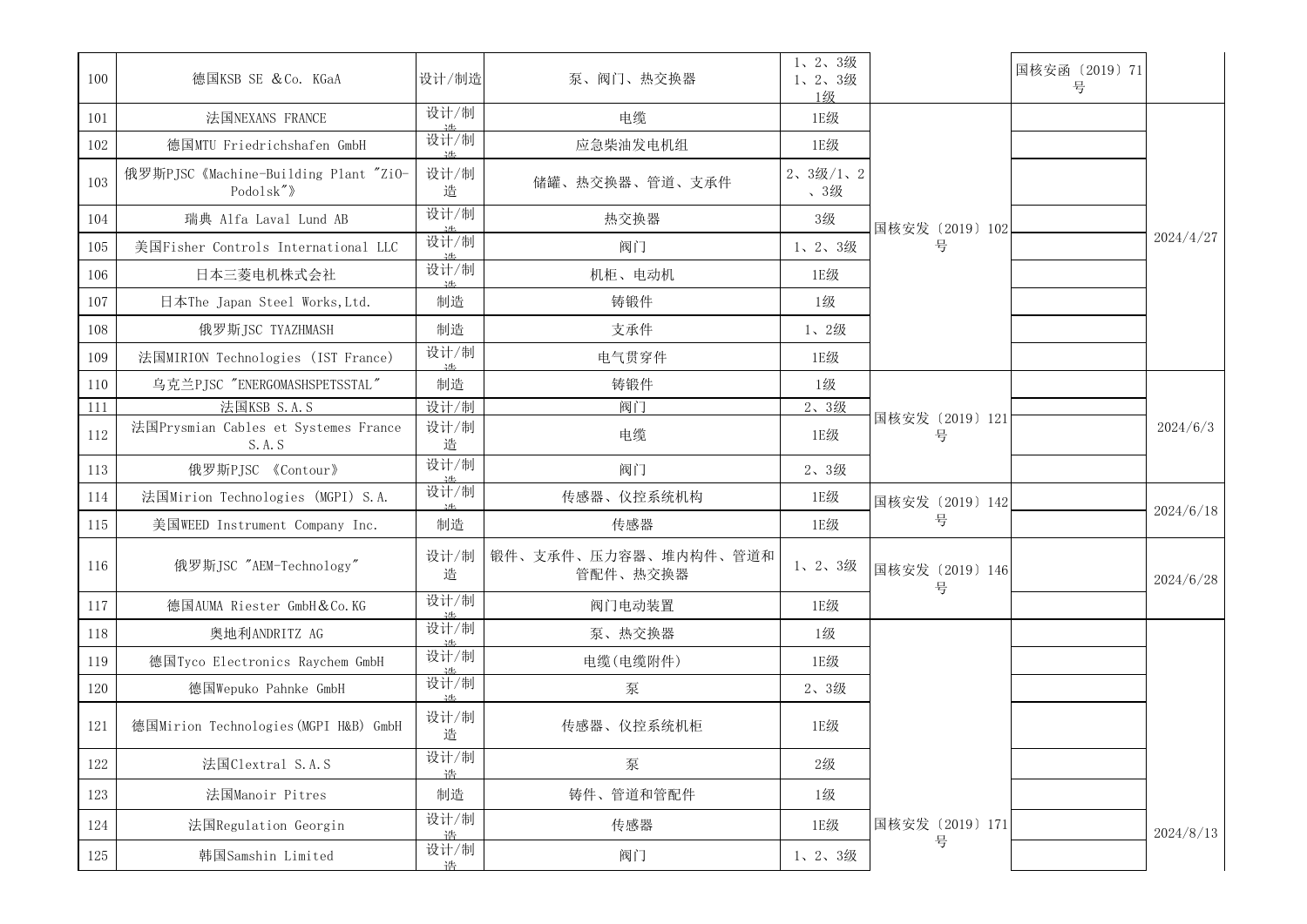| 100 | 德国KSB SE ＆Co. KGaA | 设计/制造 | 泵、阀门、热交换器 | 1、2、3级 1、2、3级 1级 | | 国核安函〔2019〕71号 | |
|---|---|---|---|---|---|---|---|
| 101 | 法国NEXANS FRANCE | 设计/制造 | 电缆 | 1E级 | 国核安发〔2019〕102号 | | 2024/4/27 |
| 102 | 德国MTU Friedrichshafen GmbH | 设计/制造 | 应急柴油发电机组 | 1E级 | | | |
| 103 | 俄罗斯PJSC《Machine-Building Plant "ZiO-Podolsk"》 | 设计/制造 | 储罐、热交换器、管道、支承件 | 2、3级/1、2、3级 | | | |
| 104 | 瑞典 Alfa Laval Lund AB | 设计/制造 | 热交换器 | 3级 | | | |
| 105 | 美国Fisher Controls International LLC | 设计/制造 | 阀门 | 1、2、3级 | | | |
| 106 | 日本三菱电机株式会社 | 设计/制造 | 机柜、电动机 | 1E级 | | | |
| 107 | 日本The Japan Steel Works,Ltd. | 制造 | 铸锻件 | 1级 | | | |
| 108 | 俄罗斯JSC TYAZHMASH | 制造 | 支承件 | 1、2级 | | | |
| 109 | 法国MIRION Technologies (IST France) | 设计/制造 | 电气贯穿件 | 1E级 | | | |
| 110 | 乌克兰PJSC "ENERGOMASHSPETSSTAL" | 制造 | 铸锻件 | 1级 | 国核安发〔2019〕121号 | | 2024/6/3 |
| 111 | 法国KSB S.A.S | 设计/制造 | 阀门 | 2、3级 | | | |
| 112 | 法国Prysmian Cables et Systemes France S.A.S | 设计/制造 | 电缆 | 1E级 | | | |
| 113 | 俄罗斯PJSC 《Contour》 | 设计/制造 | 阀门 | 2、3级 | | | |
| 114 | 法国Mirion Technologies (MGPI) S.A. | 设计/制造 | 传感器、仪控系统机构 | 1E级 | 国核安发〔2019〕142号 | | 2024/6/18 |
| 115 | 美国WEED Instrument Company Inc. | 制造 | 传感器 | 1E级 | | | |
| 116 | 俄罗斯JSC "AEM-Technology" | 设计/制造 | 锻件、支承件、压力容器、堆内构件、管道和管配件、热交换器 | 1、2、3级 | 国核安发〔2019〕146号 | | 2024/6/28 |
| 117 | 德国AUMA Riester GmbH＆Co.KG | 设计/制造 | 阀门电动装置 | 1E级 | | | |
| 118 | 奥地利ANDRITZ AG | 设计/制造 | 泵、热交换器 | 1级 | 国核安发〔2019〕171号 | | 2024/8/13 |
| 119 | 德国Tyco Electronics Raychem GmbH | 设计/制造 | 电缆(电缆附件) | 1E级 | | | |
| 120 | 德国Wepuko Pahnke GmbH | 设计/制造 | 泵 | 2、3级 | | | |
| 121 | 德国Mirion Technologies(MGPI H&B) GmbH | 设计/制造 | 传感器、仪控系统机柜 | 1E级 | | | |
| 122 | 法国Clextral S.A.S | 设计/制造 | 泵 | 2级 | | | |
| 123 | 法国Manoir Pitres | 制造 | 铸件、管道和管配件 | 1级 | | | |
| 124 | 法国Regulation Georgin | 设计/制造 | 传感器 | 1E级 | | | |
| 125 | 韩国Samshin Limited | 设计/制造 | 阀门 | 1、2、3级 | | | |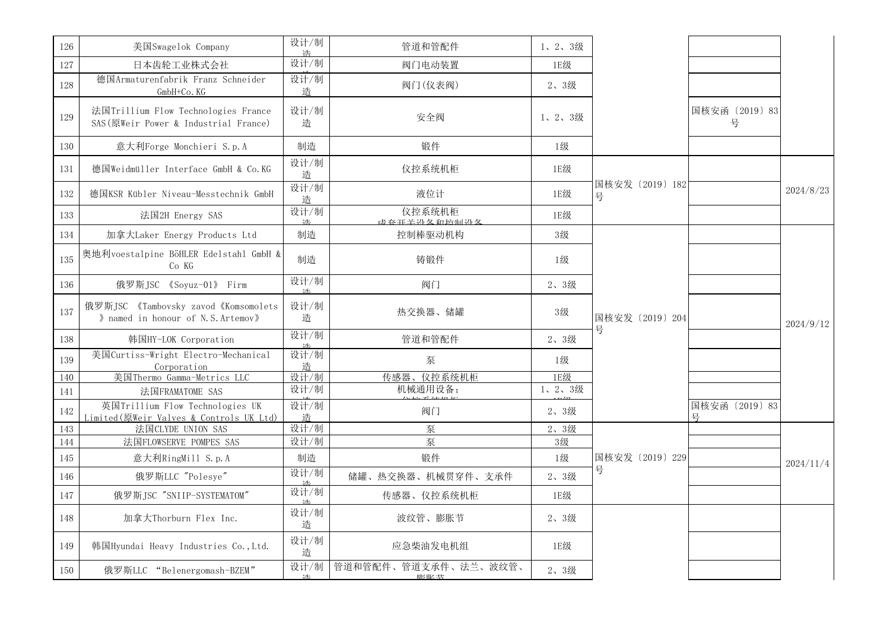| 126 | 美国Swagelok Company | 设计/制造 | 管道和管配件 | 1、2、3级 | | | |
|---|---|---|---|---|---|---|---|
| 127 | 日本齿轮工业株式会社 | 设计/制造 | 阀门电动装置 | 1E级 | | | |
| 128 | 德国Armaturenfabrik Franz Schneider GmbH+Co.KG | 设计/制造 | 阀门(仪表阀) | 2、3级 | | | |
| 129 | 法国Trillium Flow Technologies France SAS(原Weir Power & Industrial France) | 设计/制造 | 安全阀 | 1、2、3级 | | 国核安函〔2019〕83号 | |
| 130 | 意大利Forge Monchieri S.p.A | 制造 | 锻件 | 1级 | | | |
| 131 | 德国Weidmüller Interface GmbH & Co.KG | 设计/制造 | 仪控系统机柜 | 1E级 | 国核安发〔2019〕182号 | | 2024/8/23 |
| 132 | 德国KSR Kübler Niveau-Messtechnik GmbH | 设计/制造 | 液位计 | 1E级 | | | |
| 133 | 法国2H Energy SAS | 设计/制造 | 仪控系统机柜<br>成套开关设备和控制设备 | 1E级 | | | |
| 134 | 加拿大Laker Energy Products Ltd | 制造 | 控制棒驱动机构 | 3级 | 国核安发〔2019〕204号 | | 2024/9/12 |
| 135 | 奥地利voestalpine BöHLER Edelstahl GmbH & Co KG | 制造 | 铸锻件 | 1级 | | | |
| 136 | 俄罗斯JSC 《Soyuz-01》 Firm | 设计/制造 | 阀门 | 2、3级 | | | |
| 137 | 俄罗斯JSC 《Tambovsky zavod《Komsomolets》named in honour of N.S.Artemov》 | 设计/制造 | 热交换器、储罐 | 3级 | | | |
| 138 | 韩国HY-LOK Corporation | 设计/制造 | 管道和管配件 | 2、3级 | | | |
| 139 | 美国Curtiss-Wright Electro-Mechanical Corporation | 设计/制造 | 泵 | 1级 | | | |
| 140 | 美国Thermo Gamma-Metrics LLC | 设计/制造 | 传感器、仪控系统机柜 | 1E级 | | | |
| 141 | 法国FRAMATOME SAS | 设计/制造 | 机械通用设备;<br>仪控系统机柜 | 1、2、3级<br>1E级 | | | |
| 142 | 英国Trillium Flow Technologies UK Limited(原Weir Valves & Controls UK Ltd) | 设计/制造 | 阀门 | 2、3级 | | 国核安函〔2019〕83号 | |
| 143 | 法国CLYDE UNION SAS | 设计/制造 | 泵 | 2、3级 | 国核安发〔2019〕229号 | | 2024/11/4 |
| 144 | 法国FLOWSERVE POMPES SAS | 设计/制造 | 泵 | 3级 | | | |
| 145 | 意大利RingMill S.p.A | 制造 | 锻件 | 1级 | | | |
| 146 | 俄罗斯LLC "Polesye" | 设计/制造 | 储罐、热交换器、机械贯穿件、支承件 | 2、3级 | | | |
| 147 | 俄罗斯JSC "SNIIP-SYSTEMATOM" | 设计/制造 | 传感器、仪控系统机柜 | 1E级 | | | |
| 148 | 加拿大Thorburn Flex Inc. | 设计/制造 | 波纹管、膨胀节 | 2、3级 | | | |
| 149 | 韩国Hyundai Heavy Industries Co.,Ltd. | 设计/制造 | 应急柴油发电机组 | 1E级 | | | |
| 150 | 俄罗斯LLC “Belenergomash-BZEM” | 设计/制造 | 管道和管配件、管道支承件、法兰、波纹管、膨胀节 | 2、3级 | | | |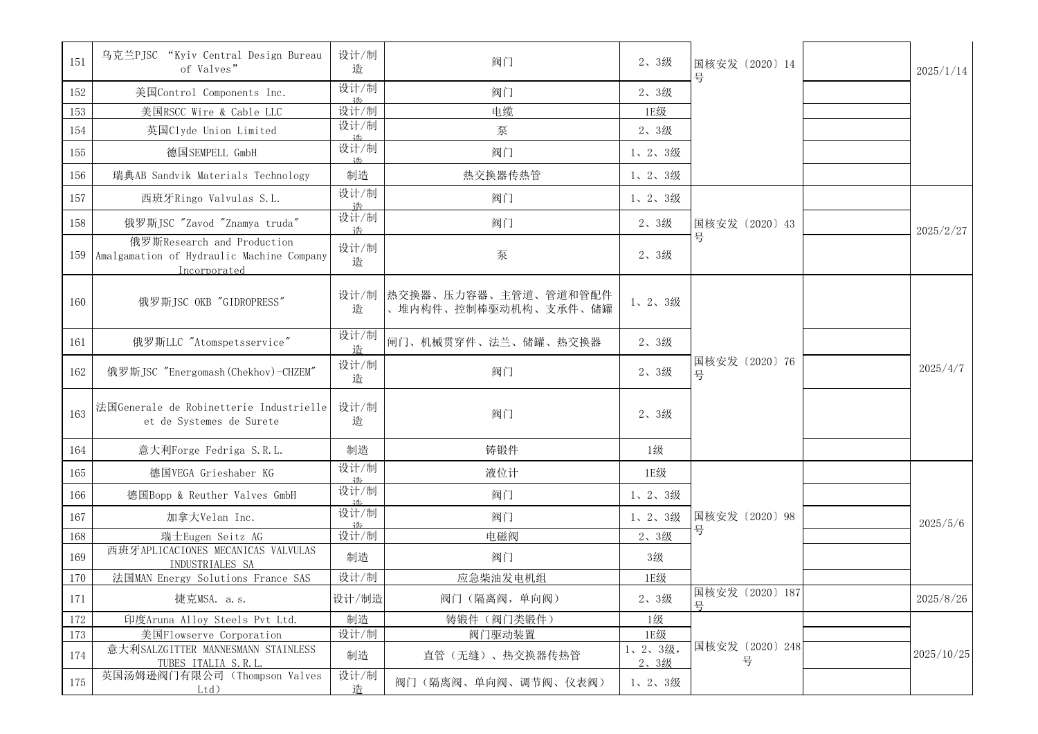| | | | | | | | |
|---|---|---|---|---|---|---|---|
| 151 | 乌克兰PJSC “Kyiv Central Design Bureau of Valves” | 设计/制造 | 阀门 | 2、3级 | 国核安发〔2020〕14号 | | 2025/1/14 |
| 152 | 美国Control Components Inc. | 设计/制造 | 阀门 | 2、3级 | | | |
| 153 | 美国RSCC Wire & Cable LLC | 设计/制造 | 电缆 | 1E级 | | | |
| 154 | 英国Clyde Union Limited | 设计/制造 | 泵 | 2、3级 | | | |
| 155 | 德国SEMPELL GmbH | 设计/制造 | 阀门 | 1、2、3级 | | | |
| 156 | 瑞典AB Sandvik Materials Technology | 制造 | 热交换器传热管 | 1、2、3级 | | | |
| 157 | 西班牙Ringo Valvulas S.L. | 设计/制造 | 阀门 | 1、2、3级 | 国核安发〔2020〕43号 | | 2025/2/27 |
| 158 | 俄罗斯JSC "Zavod "Znamya truda" | 设计/制造 | 阀门 | 2、3级 | | | |
| 159 | 俄罗斯Research and Production Amalgamation of Hydraulic Machine Company Incorporated | 设计/制造 | 泵 | 2、3级 | | | |
| 160 | 俄罗斯JSC OKB "GIDROPRESS" | 设计/制造 | 热交换器、压力容器、主管道、管道和管配件、堆内构件、控制棒驱动机构、支承件、储罐 | 1、2、3级 | 国核安发〔2020〕76号 | | 2025/4/7 |
| 161 | 俄罗斯LLC "Atomspetsservice" | 设计/制造 | 闸门、机械贯穿件、法兰、储罐、热交换器 | 2、3级 | | | |
| 162 | 俄罗斯JSC "Energomash(Chekhov)-CHZEM" | 设计/制造 | 阀门 | 2、3级 | | | |
| 163 | 法国Generale de Robinetterie Industrielle et de Systemes de Surete | 设计/制造 | 阀门 | 2、3级 | | | |
| 164 | 意大利Forge Fedriga S.R.L. | 制造 | 铸锻件 | 1级 | | | |
| 165 | 德国VEGA Grieshaber KG | 设计/制造 | 液位计 | 1E级 | 国核安发〔2020〕98号 | | 2025/5/6 |
| 166 | 德国Bopp & Reuther Valves GmbH | 设计/制造 | 阀门 | 1、2、3级 | | | |
| 167 | 加拿大Velan Inc. | 设计/制造 | 阀门 | 1、2、3级 | | | |
| 168 | 瑞士Eugen Seitz AG | 设计/制造 | 电磁阀 | 2、3级 | | | |
| 169 | 西班牙APLICACIONES MECANICAS VALVULAS INDUSTRIALES SA | 制造 | 阀门 | 3级 | | | |
| 170 | 法国MAN Energy Solutions France SAS | 设计/制造 | 应急柴油发电机组 | 1E级 | | | |
| 171 | 捷克MSA. a. s. | 设计/制造 | 阀门（隔离阀，单向阀） | 2、3级 | 国核安发〔2020〕187号 | | 2025/8/26 |
| 172 | 印度Aruna Alloy Steels Pvt Ltd. | 制造 | 铸锻件（阀门类锻件） | 1级 | 国核安发〔2020〕248号 | | 2025/10/25 |
| 173 | 美国Flowserve Corporation | 设计/制造 | 阀门驱动装置 | 1E级 | | | |
| 174 | 意大利SALZGITTER MANNESMANN STAINLESS TUBES ITALIA S.R.L. | 制造 | 直管（无缝）、热交换器传热管 | 1、2、3级，2、3级 | | | |
| 175 | 英国汤姆逊阀门有限公司（Thompson Valves Ltd） | 设计/制造 | 阀门（隔离阀、单向阀、调节阀、仪表阀） | 1、2、3级 | | | |